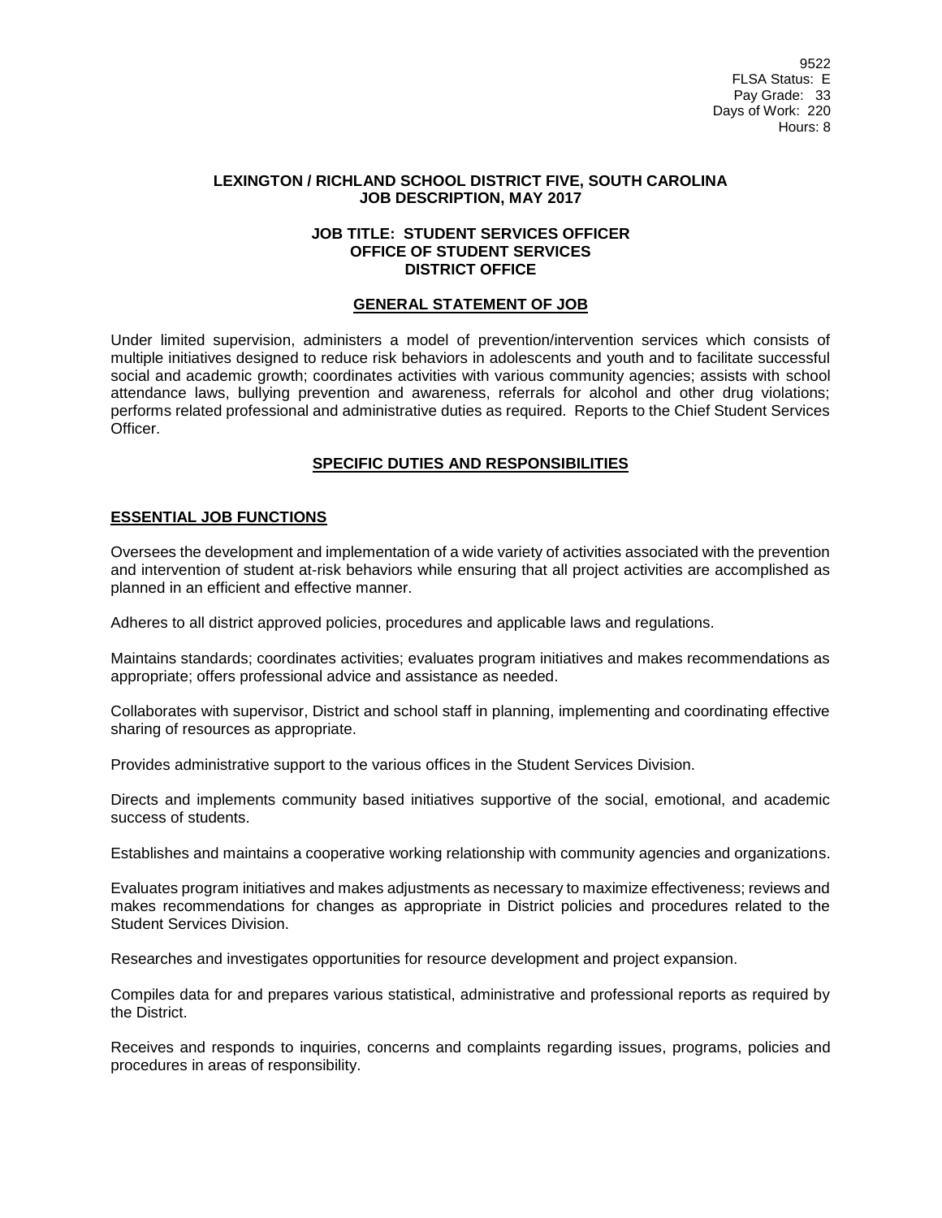9522
FLSA Status: E
Pay Grade: 33
Days of Work: 220
Hours: 8

# LEXINGTON / RICHLAND SCHOOL DISTRICT FIVE, SOUTH CAROLINA
# JOB DESCRIPTION, MAY 2017

## JOB TITLE: STUDENT SERVICES OFFICER
## OFFICE OF STUDENT SERVICES
## DISTRICT OFFICE

### GENERAL STATEMENT OF JOB

Under limited supervision, administers a model of prevention/intervention services which consists of multiple initiatives designed to reduce risk behaviors in adolescents and youth and to facilitate successful social and academic growth; coordinates activities with various community agencies; assists with school attendance laws, bullying prevention and awareness, referrals for alcohol and other drug violations; performs related professional and administrative duties as required. Reports to the Chief Student Services Officer.

### SPECIFIC DUTIES AND RESPONSIBILITIES

#### ESSENTIAL JOB FUNCTIONS

Oversees the development and implementation of a wide variety of activities associated with the prevention and intervention of student at-risk behaviors while ensuring that all project activities are accomplished as planned in an efficient and effective manner.

Adheres to all district approved policies, procedures and applicable laws and regulations.

Maintains standards; coordinates activities; evaluates program initiatives and makes recommendations as appropriate; offers professional advice and assistance as needed.

Collaborates with supervisor, District and school staff in planning, implementing and coordinating effective sharing of resources as appropriate.

Provides administrative support to the various offices in the Student Services Division.

Directs and implements community based initiatives supportive of the social, emotional, and academic success of students.

Establishes and maintains a cooperative working relationship with community agencies and organizations.

Evaluates program initiatives and makes adjustments as necessary to maximize effectiveness; reviews and makes recommendations for changes as appropriate in District policies and procedures related to the Student Services Division.

Researches and investigates opportunities for resource development and project expansion.

Compiles data for and prepares various statistical, administrative and professional reports as required by the District.

Receives and responds to inquiries, concerns and complaints regarding issues, programs, policies and procedures in areas of responsibility.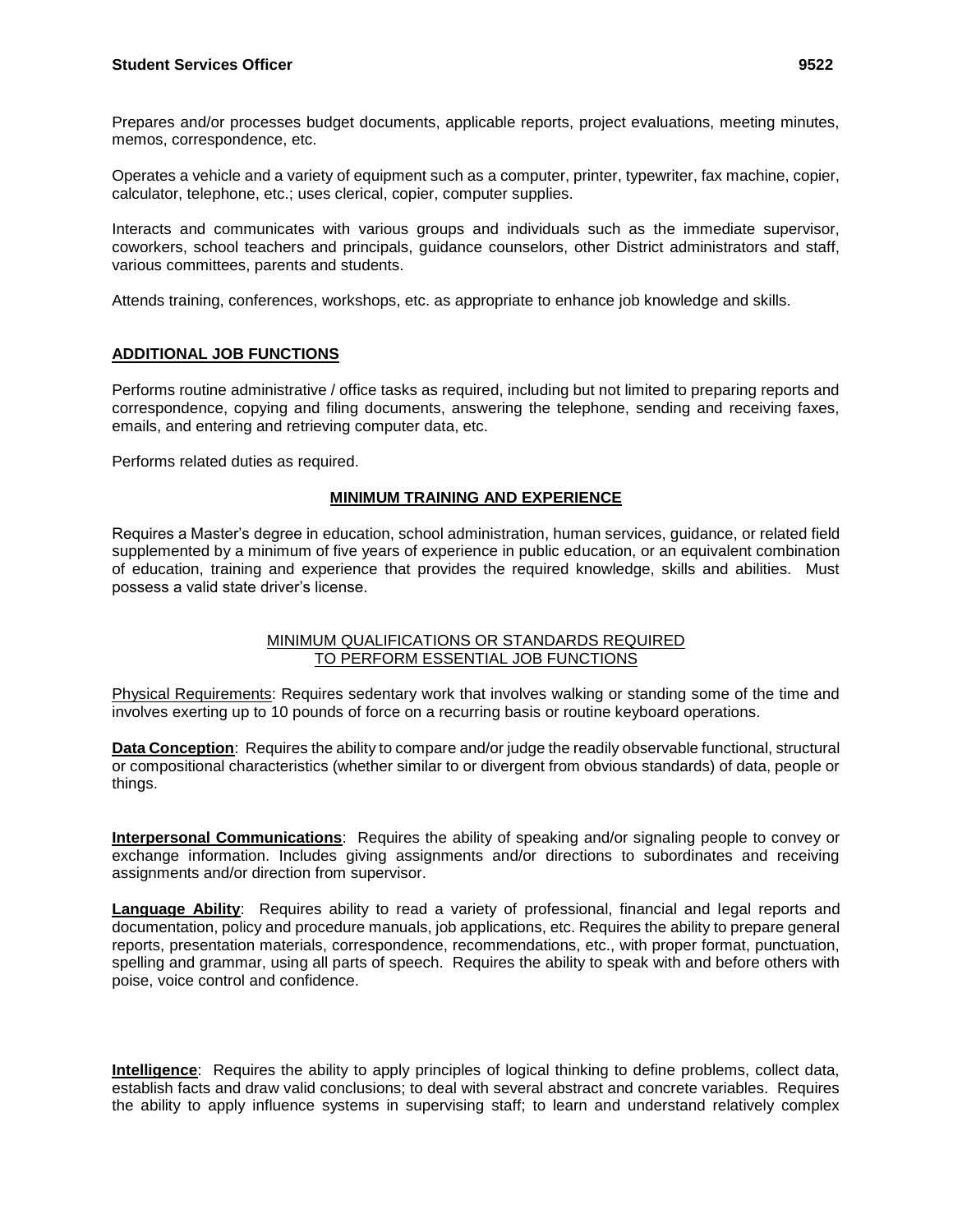Prepares and/or processes budget documents, applicable reports, project evaluations, meeting minutes, memos, correspondence, etc.

Operates a vehicle and a variety of equipment such as a computer, printer, typewriter, fax machine, copier, calculator, telephone, etc.; uses clerical, copier, computer supplies.

Interacts and communicates with various groups and individuals such as the immediate supervisor, coworkers, school teachers and principals, guidance counselors, other District administrators and staff, various committees, parents and students.

Attends training, conferences, workshops, etc. as appropriate to enhance job knowledge and skills.

## ADDITIONAL JOB FUNCTIONS

Performs routine administrative / office tasks as required, including but not limited to preparing reports and correspondence, copying and filing documents, answering the telephone, sending and receiving faxes, emails, and entering and retrieving computer data, etc.

Performs related duties as required.

## MINIMUM TRAINING AND EXPERIENCE

Requires a Master's degree in education, school administration, human services, guidance, or related field supplemented by a minimum of five years of experience in public education, or an equivalent combination of education, training and experience that provides the required knowledge, skills and abilities. Must possess a valid state driver's license.

## MINIMUM QUALIFICATIONS OR STANDARDS REQUIRED TO PERFORM ESSENTIAL JOB FUNCTIONS

Physical Requirements: Requires sedentary work that involves walking or standing some of the time and involves exerting up to 10 pounds of force on a recurring basis or routine keyboard operations.

**Data Conception**: Requires the ability to compare and/or judge the readily observable functional, structural or compositional characteristics (whether similar to or divergent from obvious standards) of data, people or things.

**Interpersonal Communications**: Requires the ability of speaking and/or signaling people to convey or exchange information. Includes giving assignments and/or directions to subordinates and receiving assignments and/or direction from supervisor.

**Language Ability**: Requires ability to read a variety of professional, financial and legal reports and documentation, policy and procedure manuals, job applications, etc. Requires the ability to prepare general reports, presentation materials, correspondence, recommendations, etc., with proper format, punctuation, spelling and grammar, using all parts of speech. Requires the ability to speak with and before others with poise, voice control and confidence.

**Intelligence**: Requires the ability to apply principles of logical thinking to define problems, collect data, establish facts and draw valid conclusions; to deal with several abstract and concrete variables. Requires the ability to apply influence systems in supervising staff; to learn and understand relatively complex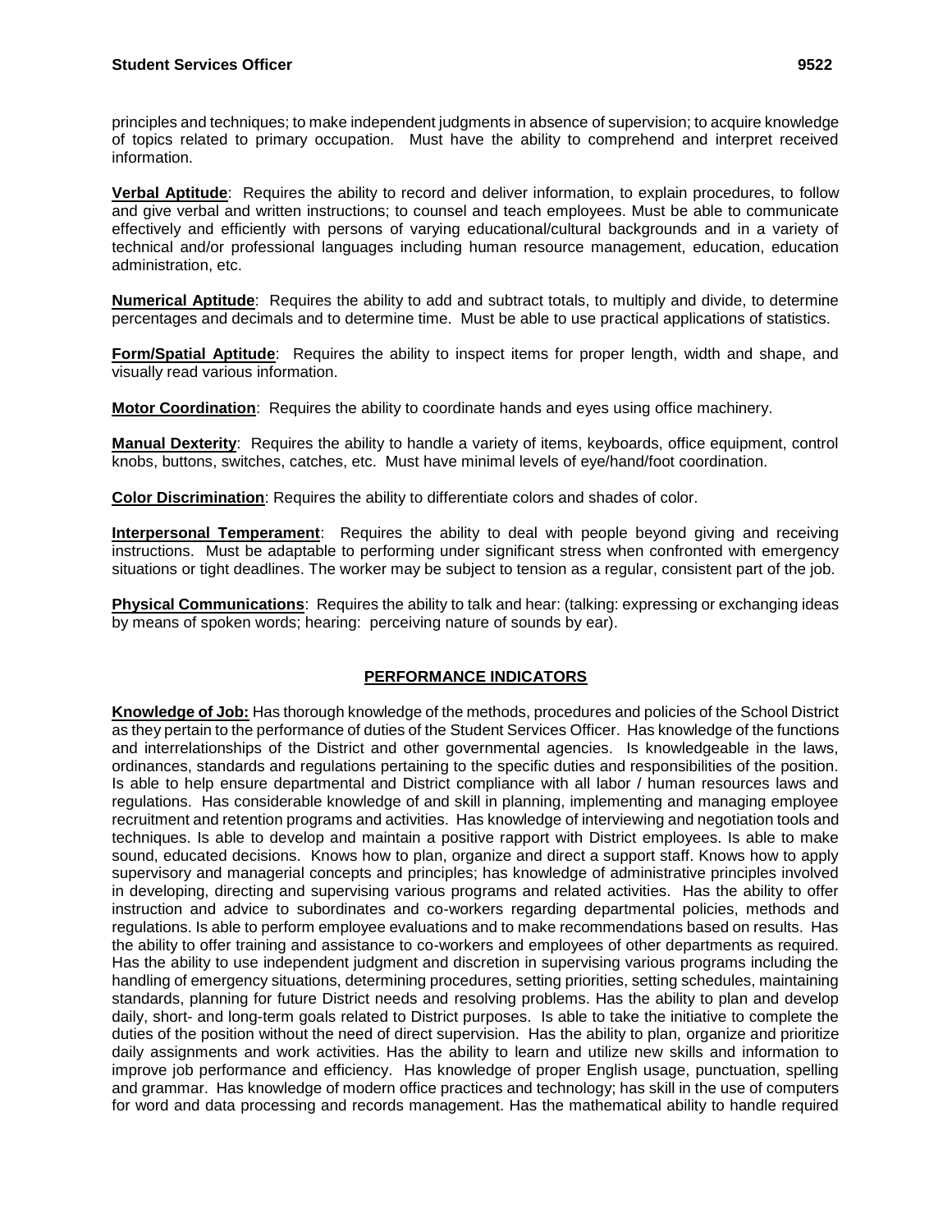principles and techniques; to make independent judgments in absence of supervision; to acquire knowledge of topics related to primary occupation. Must have the ability to comprehend and interpret received information.

**Verbal Aptitude**: Requires the ability to record and deliver information, to explain procedures, to follow and give verbal and written instructions; to counsel and teach employees. Must be able to communicate effectively and efficiently with persons of varying educational/cultural backgrounds and in a variety of technical and/or professional languages including human resource management, education, education administration, etc.

**Numerical Aptitude**: Requires the ability to add and subtract totals, to multiply and divide, to determine percentages and decimals and to determine time. Must be able to use practical applications of statistics.

**Form/Spatial Aptitude**: Requires the ability to inspect items for proper length, width and shape, and visually read various information.

**Motor Coordination**: Requires the ability to coordinate hands and eyes using office machinery.

**Manual Dexterity**: Requires the ability to handle a variety of items, keyboards, office equipment, control knobs, buttons, switches, catches, etc. Must have minimal levels of eye/hand/foot coordination.

**Color Discrimination**: Requires the ability to differentiate colors and shades of color.

**Interpersonal Temperament**: Requires the ability to deal with people beyond giving and receiving instructions. Must be adaptable to performing under significant stress when confronted with emergency situations or tight deadlines. The worker may be subject to tension as a regular, consistent part of the job.

**Physical Communications**: Requires the ability to talk and hear: (talking: expressing or exchanging ideas by means of spoken words; hearing: perceiving nature of sounds by ear).

## PERFORMANCE INDICATORS

**Knowledge of Job:** Has thorough knowledge of the methods, procedures and policies of the School District as they pertain to the performance of duties of the Student Services Officer. Has knowledge of the functions and interrelationships of the District and other governmental agencies. Is knowledgeable in the laws, ordinances, standards and regulations pertaining to the specific duties and responsibilities of the position. Is able to help ensure departmental and District compliance with all labor / human resources laws and regulations. Has considerable knowledge of and skill in planning, implementing and managing employee recruitment and retention programs and activities. Has knowledge of interviewing and negotiation tools and techniques. Is able to develop and maintain a positive rapport with District employees. Is able to make sound, educated decisions. Knows how to plan, organize and direct a support staff. Knows how to apply supervisory and managerial concepts and principles; has knowledge of administrative principles involved in developing, directing and supervising various programs and related activities. Has the ability to offer instruction and advice to subordinates and co-workers regarding departmental policies, methods and regulations. Is able to perform employee evaluations and to make recommendations based on results. Has the ability to offer training and assistance to co-workers and employees of other departments as required. Has the ability to use independent judgment and discretion in supervising various programs including the handling of emergency situations, determining procedures, setting priorities, setting schedules, maintaining standards, planning for future District needs and resolving problems. Has the ability to plan and develop daily, short- and long-term goals related to District purposes. Is able to take the initiative to complete the duties of the position without the need of direct supervision. Has the ability to plan, organize and prioritize daily assignments and work activities. Has the ability to learn and utilize new skills and information to improve job performance and efficiency. Has knowledge of proper English usage, punctuation, spelling and grammar. Has knowledge of modern office practices and technology; has skill in the use of computers for word and data processing and records management. Has the mathematical ability to handle required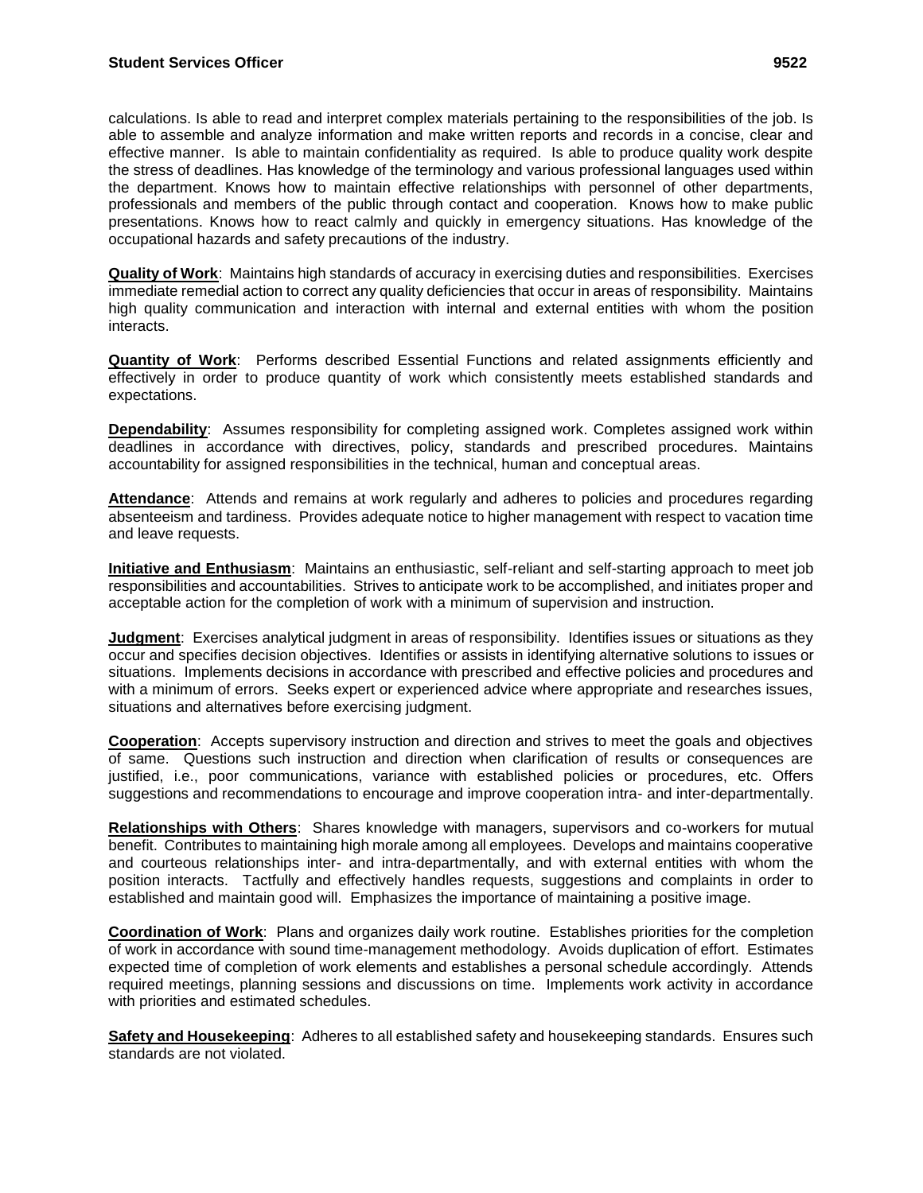calculations. Is able to read and interpret complex materials pertaining to the responsibilities of the job. Is able to assemble and analyze information and make written reports and records in a concise, clear and effective manner. Is able to maintain confidentiality as required. Is able to produce quality work despite the stress of deadlines. Has knowledge of the terminology and various professional languages used within the department. Knows how to maintain effective relationships with personnel of other departments, professionals and members of the public through contact and cooperation. Knows how to make public presentations. Knows how to react calmly and quickly in emergency situations. Has knowledge of the occupational hazards and safety precautions of the industry.

**Quality of Work**: Maintains high standards of accuracy in exercising duties and responsibilities. Exercises immediate remedial action to correct any quality deficiencies that occur in areas of responsibility. Maintains high quality communication and interaction with internal and external entities with whom the position interacts.

**Quantity of Work**: Performs described Essential Functions and related assignments efficiently and effectively in order to produce quantity of work which consistently meets established standards and expectations.

**Dependability**: Assumes responsibility for completing assigned work. Completes assigned work within deadlines in accordance with directives, policy, standards and prescribed procedures. Maintains accountability for assigned responsibilities in the technical, human and conceptual areas.

**Attendance**: Attends and remains at work regularly and adheres to policies and procedures regarding absenteeism and tardiness. Provides adequate notice to higher management with respect to vacation time and leave requests.

**Initiative and Enthusiasm**: Maintains an enthusiastic, self-reliant and self-starting approach to meet job responsibilities and accountabilities. Strives to anticipate work to be accomplished, and initiates proper and acceptable action for the completion of work with a minimum of supervision and instruction.

**Judgment**: Exercises analytical judgment in areas of responsibility. Identifies issues or situations as they occur and specifies decision objectives. Identifies or assists in identifying alternative solutions to issues or situations. Implements decisions in accordance with prescribed and effective policies and procedures and with a minimum of errors. Seeks expert or experienced advice where appropriate and researches issues, situations and alternatives before exercising judgment.

**Cooperation**: Accepts supervisory instruction and direction and strives to meet the goals and objectives of same. Questions such instruction and direction when clarification of results or consequences are justified, i.e., poor communications, variance with established policies or procedures, etc. Offers suggestions and recommendations to encourage and improve cooperation intra- and inter-departmentally.

**Relationships with Others**: Shares knowledge with managers, supervisors and co-workers for mutual benefit. Contributes to maintaining high morale among all employees. Develops and maintains cooperative and courteous relationships inter- and intra-departmentally, and with external entities with whom the position interacts. Tactfully and effectively handles requests, suggestions and complaints in order to established and maintain good will. Emphasizes the importance of maintaining a positive image.

**Coordination of Work**: Plans and organizes daily work routine. Establishes priorities for the completion of work in accordance with sound time-management methodology. Avoids duplication of effort. Estimates expected time of completion of work elements and establishes a personal schedule accordingly. Attends required meetings, planning sessions and discussions on time. Implements work activity in accordance with priorities and estimated schedules.

**Safety and Housekeeping**: Adheres to all established safety and housekeeping standards. Ensures such standards are not violated.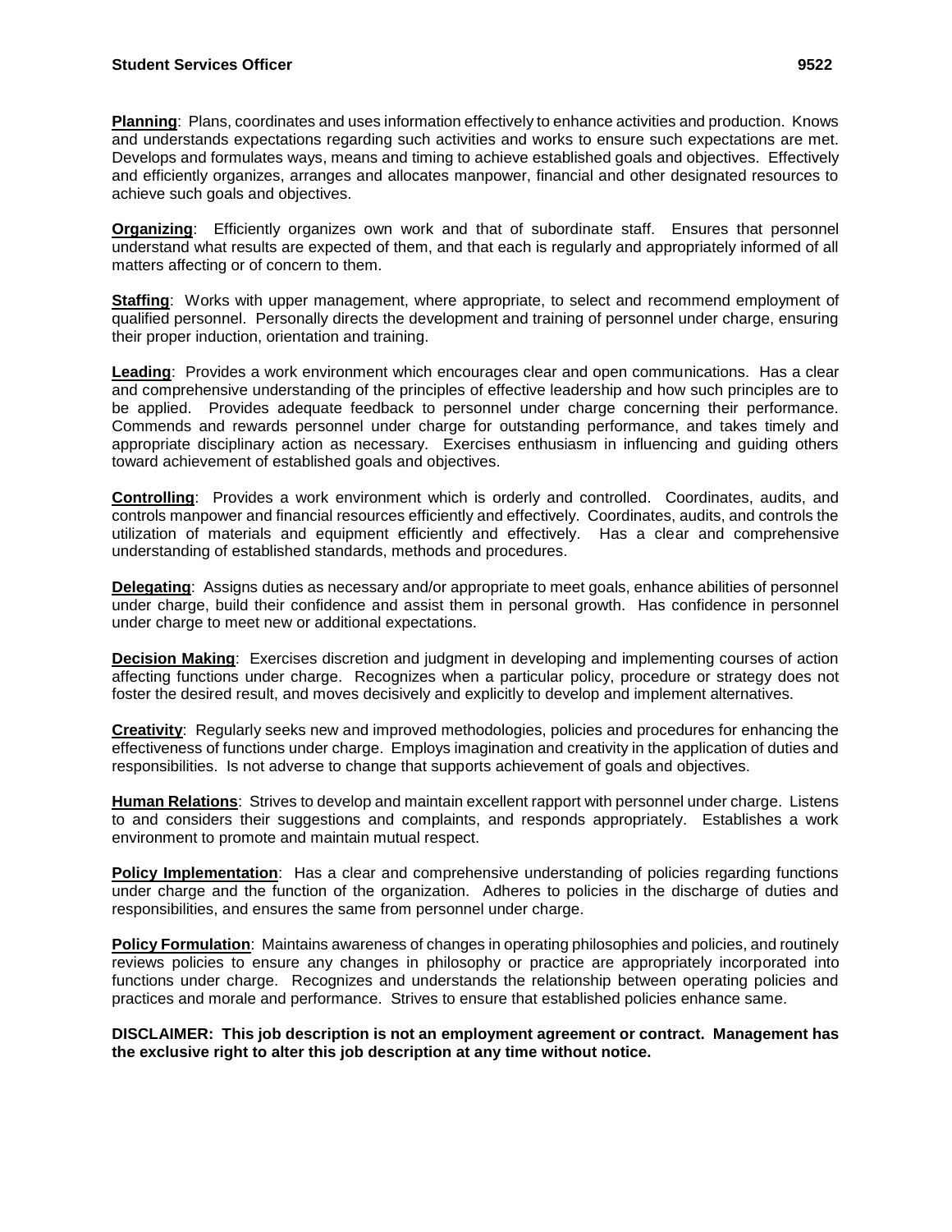**Planning**: Plans, coordinates and uses information effectively to enhance activities and production. Knows and understands expectations regarding such activities and works to ensure such expectations are met. Develops and formulates ways, means and timing to achieve established goals and objectives. Effectively and efficiently organizes, arranges and allocates manpower, financial and other designated resources to achieve such goals and objectives.

**Organizing**: Efficiently organizes own work and that of subordinate staff. Ensures that personnel understand what results are expected of them, and that each is regularly and appropriately informed of all matters affecting or of concern to them.

**Staffing**: Works with upper management, where appropriate, to select and recommend employment of qualified personnel. Personally directs the development and training of personnel under charge, ensuring their proper induction, orientation and training.

**Leading**: Provides a work environment which encourages clear and open communications. Has a clear and comprehensive understanding of the principles of effective leadership and how such principles are to be applied. Provides adequate feedback to personnel under charge concerning their performance. Commends and rewards personnel under charge for outstanding performance, and takes timely and appropriate disciplinary action as necessary. Exercises enthusiasm in influencing and guiding others toward achievement of established goals and objectives.

**Controlling**: Provides a work environment which is orderly and controlled. Coordinates, audits, and controls manpower and financial resources efficiently and effectively. Coordinates, audits, and controls the utilization of materials and equipment efficiently and effectively. Has a clear and comprehensive understanding of established standards, methods and procedures.

**Delegating**: Assigns duties as necessary and/or appropriate to meet goals, enhance abilities of personnel under charge, build their confidence and assist them in personal growth. Has confidence in personnel under charge to meet new or additional expectations.

**Decision Making**: Exercises discretion and judgment in developing and implementing courses of action affecting functions under charge. Recognizes when a particular policy, procedure or strategy does not foster the desired result, and moves decisively and explicitly to develop and implement alternatives.

**Creativity**: Regularly seeks new and improved methodologies, policies and procedures for enhancing the effectiveness of functions under charge. Employs imagination and creativity in the application of duties and responsibilities. Is not adverse to change that supports achievement of goals and objectives.

**Human Relations**: Strives to develop and maintain excellent rapport with personnel under charge. Listens to and considers their suggestions and complaints, and responds appropriately. Establishes a work environment to promote and maintain mutual respect.

**Policy Implementation**: Has a clear and comprehensive understanding of policies regarding functions under charge and the function of the organization. Adheres to policies in the discharge of duties and responsibilities, and ensures the same from personnel under charge.

**Policy Formulation**: Maintains awareness of changes in operating philosophies and policies, and routinely reviews policies to ensure any changes in philosophy or practice are appropriately incorporated into functions under charge. Recognizes and understands the relationship between operating policies and practices and morale and performance. Strives to ensure that established policies enhance same.

**DISCLAIMER: This job description is not an employment agreement or contract. Management has the exclusive right to alter this job description at any time without notice.**